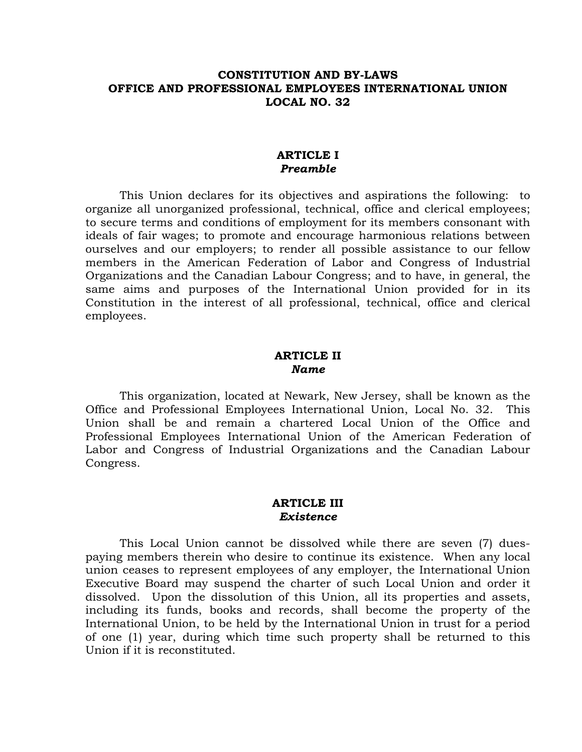# CONSTITUTION AND BY-LAWS
# OFFICE AND PROFESSIONAL EMPLOYEES INTERNATIONAL UNION
# LOCAL NO. 32

## ARTICLE I
### *Preamble*

This Union declares for its objectives and aspirations the following: to organize all unorganized professional, technical, office and clerical employees; to secure terms and conditions of employment for its members consonant with ideals of fair wages; to promote and encourage harmonious relations between ourselves and our employers; to render all possible assistance to our fellow members in the American Federation of Labor and Congress of Industrial Organizations and the Canadian Labour Congress; and to have, in general, the same aims and purposes of the International Union provided for in its Constitution in the interest of all professional, technical, office and clerical employees.

## ARTICLE II
### *Name*

This organization, located at Newark, New Jersey, shall be known as the Office and Professional Employees International Union, Local No. 32. This Union shall be and remain a chartered Local Union of the Office and Professional Employees International Union of the American Federation of Labor and Congress of Industrial Organizations and the Canadian Labour Congress.

## ARTICLE III
### *Existence*

This Local Union cannot be dissolved while there are seven (7) dues-paying members therein who desire to continue its existence. When any local union ceases to represent employees of any employer, the International Union Executive Board may suspend the charter of such Local Union and order it dissolved. Upon the dissolution of this Union, all its properties and assets, including its funds, books and records, shall become the property of the International Union, to be held by the International Union in trust for a period of one (1) year, during which time such property shall be returned to this Union if it is reconstituted.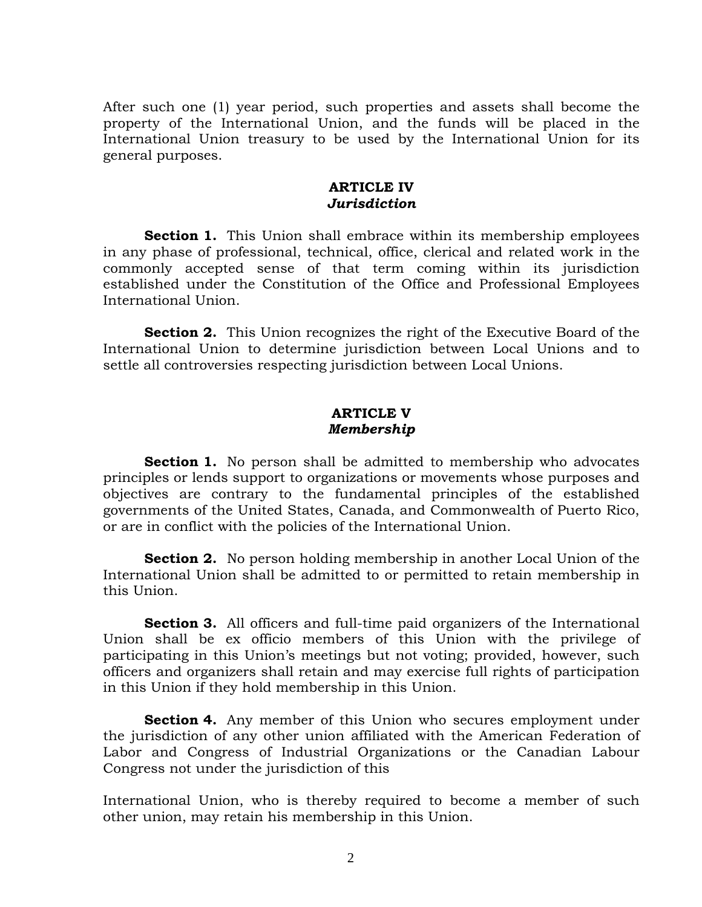After such one (1) year period, such properties and assets shall become the property of the International Union, and the funds will be placed in the International Union treasury to be used by the International Union for its general purposes.

## ARTICLE IV
## *Jurisdiction*

**Section 1.** This Union shall embrace within its membership employees in any phase of professional, technical, office, clerical and related work in the commonly accepted sense of that term coming within its jurisdiction established under the Constitution of the Office and Professional Employees International Union.

**Section 2.** This Union recognizes the right of the Executive Board of the International Union to determine jurisdiction between Local Unions and to settle all controversies respecting jurisdiction between Local Unions.

## ARTICLE V
## *Membership*

**Section 1.** No person shall be admitted to membership who advocates principles or lends support to organizations or movements whose purposes and objectives are contrary to the fundamental principles of the established governments of the United States, Canada, and Commonwealth of Puerto Rico, or are in conflict with the policies of the International Union.

**Section 2.** No person holding membership in another Local Union of the International Union shall be admitted to or permitted to retain membership in this Union.

**Section 3.** All officers and full-time paid organizers of the International Union shall be ex officio members of this Union with the privilege of participating in this Union's meetings but not voting; provided, however, such officers and organizers shall retain and may exercise full rights of participation in this Union if they hold membership in this Union.

**Section 4.** Any member of this Union who secures employment under the jurisdiction of any other union affiliated with the American Federation of Labor and Congress of Industrial Organizations or the Canadian Labour Congress not under the jurisdiction of this International Union, who is thereby required to become a member of such other union, may retain his membership in this Union.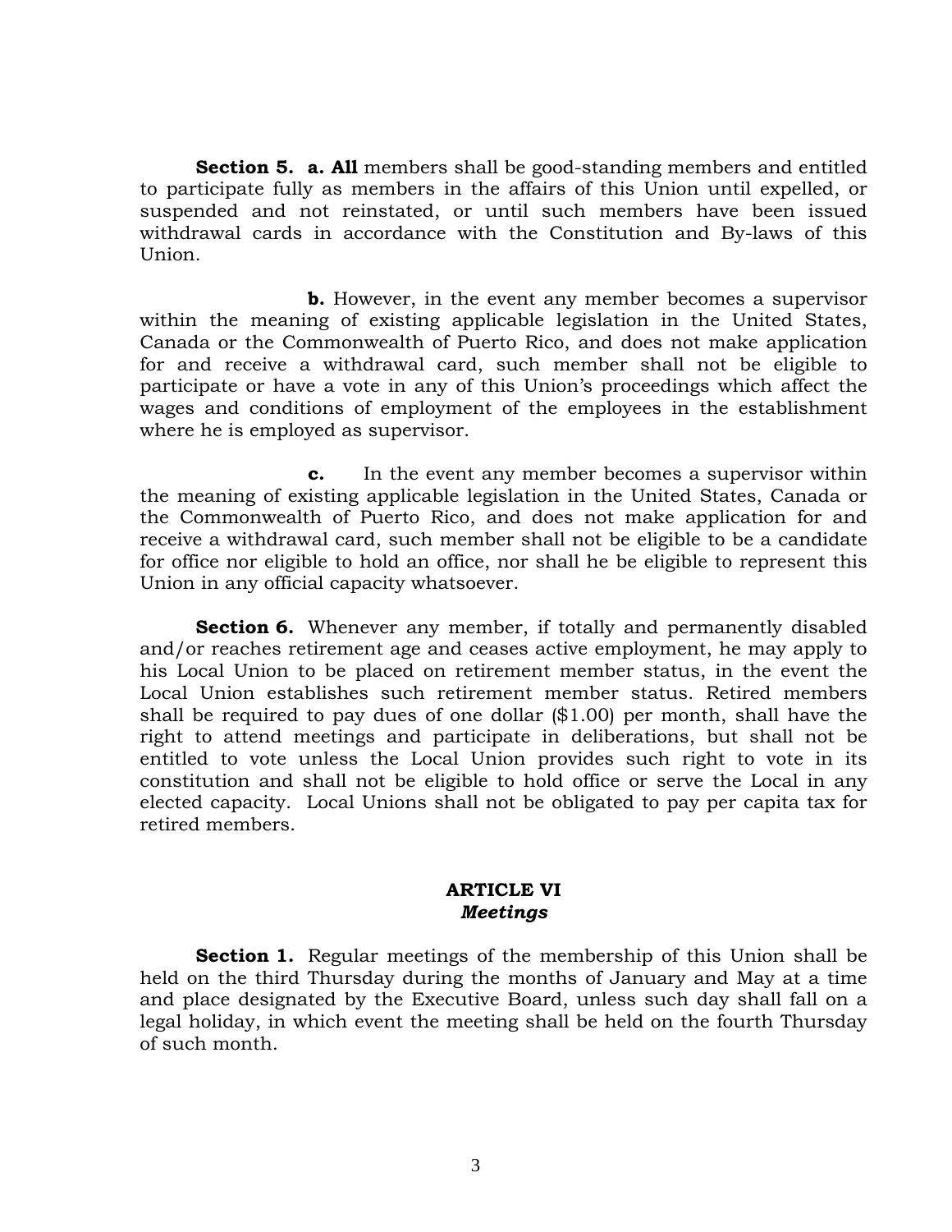**Section 5. a. All** members shall be good-standing members and entitled to participate fully as members in the affairs of this Union until expelled, or suspended and not reinstated, or until such members have been issued withdrawal cards in accordance with the Constitution and By-laws of this Union.

**b.** However, in the event any member becomes a supervisor within the meaning of existing applicable legislation in the United States, Canada or the Commonwealth of Puerto Rico, and does not make application for and receive a withdrawal card, such member shall not be eligible to participate or have a vote in any of this Union's proceedings which affect the wages and conditions of employment of the employees in the establishment where he is employed as supervisor.

**c.** In the event any member becomes a supervisor within the meaning of existing applicable legislation in the United States, Canada or the Commonwealth of Puerto Rico, and does not make application for and receive a withdrawal card, such member shall not be eligible to be a candidate for office nor eligible to hold an office, nor shall he be eligible to represent this Union in any official capacity whatsoever.

**Section 6.** Whenever any member, if totally and permanently disabled and/or reaches retirement age and ceases active employment, he may apply to his Local Union to be placed on retirement member status, in the event the Local Union establishes such retirement member status. Retired members shall be required to pay dues of one dollar ($1.00) per month, shall have the right to attend meetings and participate in deliberations, but shall not be entitled to vote unless the Local Union provides such right to vote in its constitution and shall not be eligible to hold office or serve the Local in any elected capacity. Local Unions shall not be obligated to pay per capita tax for retired members.

## ARTICLE VI
### *Meetings*

**Section 1.** Regular meetings of the membership of this Union shall be held on the third Thursday during the months of January and May at a time and place designated by the Executive Board, unless such day shall fall on a legal holiday, in which event the meeting shall be held on the fourth Thursday of such month.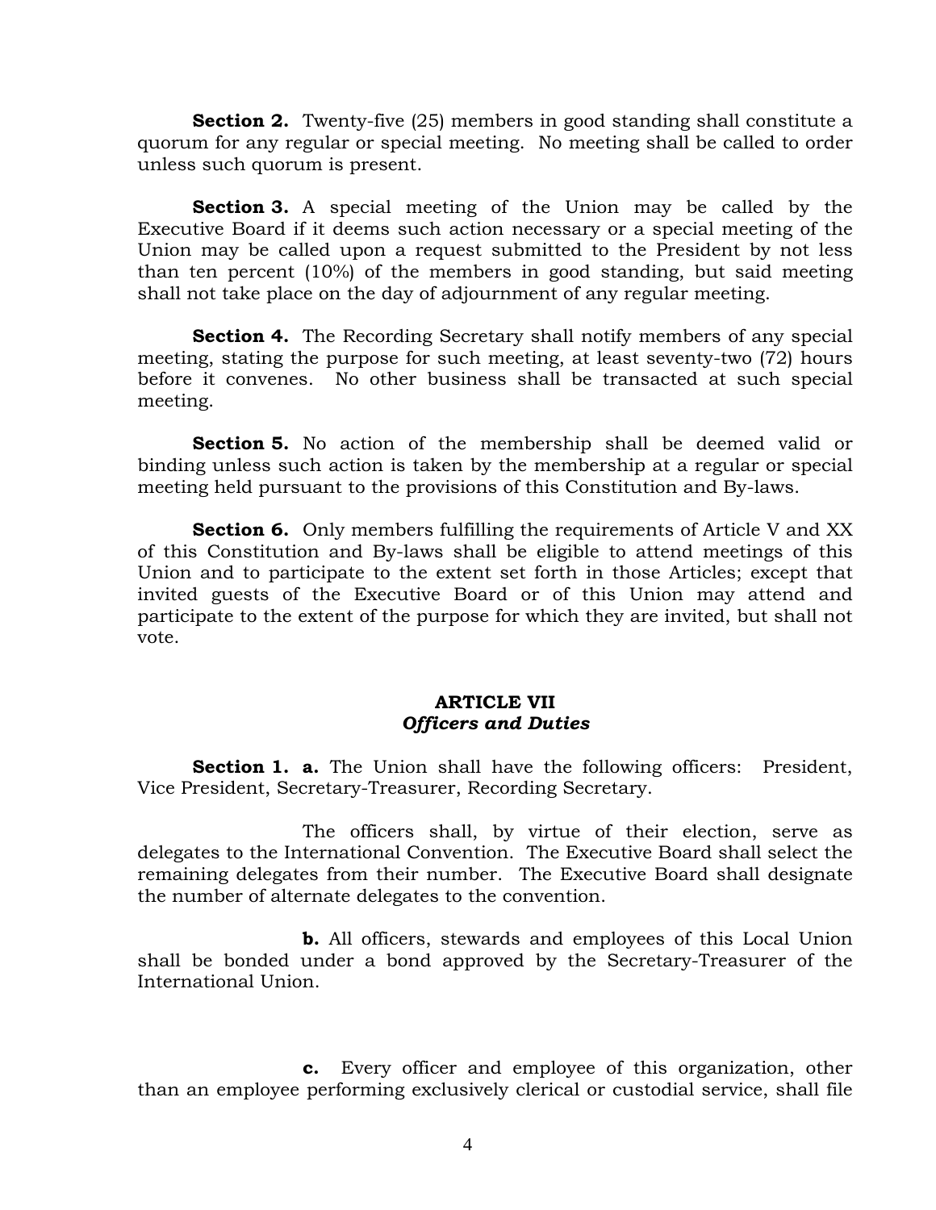**Section 2.** Twenty-five (25) members in good standing shall constitute a quorum for any regular or special meeting. No meeting shall be called to order unless such quorum is present.

**Section 3.** A special meeting of the Union may be called by the Executive Board if it deems such action necessary or a special meeting of the Union may be called upon a request submitted to the President by not less than ten percent (10%) of the members in good standing, but said meeting shall not take place on the day of adjournment of any regular meeting.

**Section 4.** The Recording Secretary shall notify members of any special meeting, stating the purpose for such meeting, at least seventy-two (72) hours before it convenes. No other business shall be transacted at such special meeting.

**Section 5.** No action of the membership shall be deemed valid or binding unless such action is taken by the membership at a regular or special meeting held pursuant to the provisions of this Constitution and By-laws.

**Section 6.** Only members fulfilling the requirements of Article V and XX of this Constitution and By-laws shall be eligible to attend meetings of this Union and to participate to the extent set forth in those Articles; except that invited guests of the Executive Board or of this Union may attend and participate to the extent of the purpose for which they are invited, but shall not vote.

## ARTICLE VII
### *Officers and Duties*

**Section 1. a.** The Union shall have the following officers: President, Vice President, Secretary-Treasurer, Recording Secretary.

The officers shall, by virtue of their election, serve as delegates to the International Convention. The Executive Board shall select the remaining delegates from their number. The Executive Board shall designate the number of alternate delegates to the convention.

**b.** All officers, stewards and employees of this Local Union shall be bonded under a bond approved by the Secretary-Treasurer of the International Union.

**c.** Every officer and employee of this organization, other than an employee performing exclusively clerical or custodial service, shall file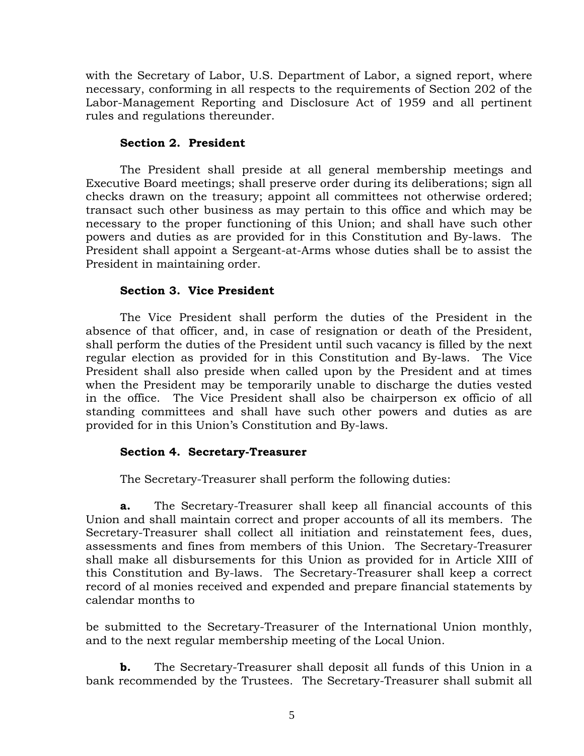with the Secretary of Labor, U.S. Department of Labor, a signed report, where necessary, conforming in all respects to the requirements of Section 202 of the Labor-Management Reporting and Disclosure Act of 1959 and all pertinent rules and regulations thereunder.

**Section 2. President**

The President shall preside at all general membership meetings and Executive Board meetings; shall preserve order during its deliberations; sign all checks drawn on the treasury; appoint all committees not otherwise ordered; transact such other business as may pertain to this office and which may be necessary to the proper functioning of this Union; and shall have such other powers and duties as are provided for in this Constitution and By-laws. The President shall appoint a Sergeant-at-Arms whose duties shall be to assist the President in maintaining order.

**Section 3. Vice President**

The Vice President shall perform the duties of the President in the absence of that officer, and, in case of resignation or death of the President, shall perform the duties of the President until such vacancy is filled by the next regular election as provided for in this Constitution and By-laws. The Vice President shall also preside when called upon by the President and at times when the President may be temporarily unable to discharge the duties vested in the office. The Vice President shall also be chairperson ex officio of all standing committees and shall have such other powers and duties as are provided for in this Union's Constitution and By-laws.

**Section 4. Secretary-Treasurer**

The Secretary-Treasurer shall perform the following duties:

**a.** The Secretary-Treasurer shall keep all financial accounts of this Union and shall maintain correct and proper accounts of all its members. The Secretary-Treasurer shall collect all initiation and reinstatement fees, dues, assessments and fines from members of this Union. The Secretary-Treasurer shall make all disbursements for this Union as provided for in Article XIII of this Constitution and By-laws. The Secretary-Treasurer shall keep a correct record of al monies received and expended and prepare financial statements by calendar months to be submitted to the Secretary-Treasurer of the International Union monthly, and to the next regular membership meeting of the Local Union.

**b.** The Secretary-Treasurer shall deposit all funds of this Union in a bank recommended by the Trustees. The Secretary-Treasurer shall submit all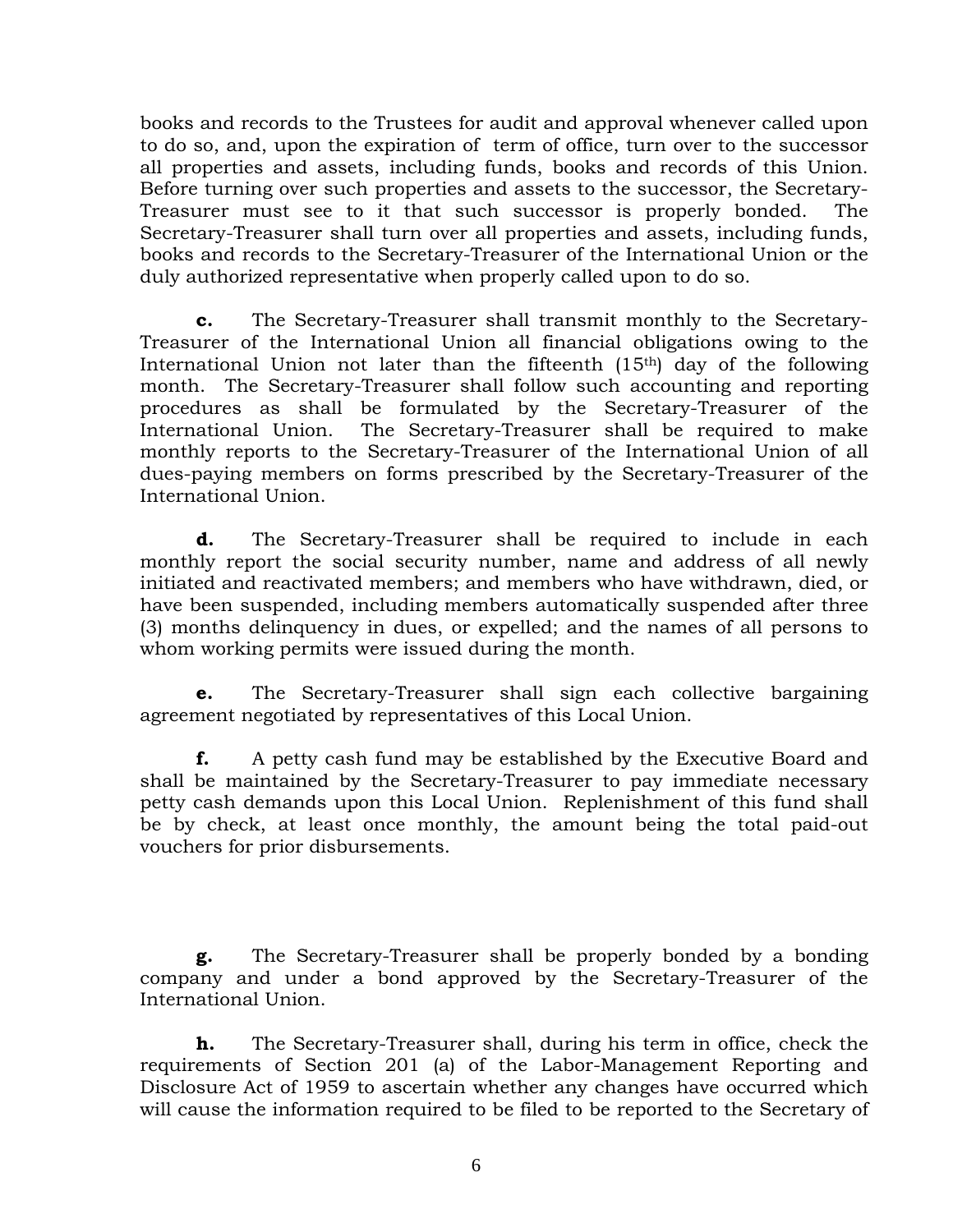books and records to the Trustees for audit and approval whenever called upon to do so, and, upon the expiration of term of office, turn over to the successor all properties and assets, including funds, books and records of this Union. Before turning over such properties and assets to the successor, the Secretary-Treasurer must see to it that such successor is properly bonded. The Secretary-Treasurer shall turn over all properties and assets, including funds, books and records to the Secretary-Treasurer of the International Union or the duly authorized representative when properly called upon to do so.

**c.** The Secretary-Treasurer shall transmit monthly to the Secretary-Treasurer of the International Union all financial obligations owing to the International Union not later than the fifteenth (15th) day of the following month. The Secretary-Treasurer shall follow such accounting and reporting procedures as shall be formulated by the Secretary-Treasurer of the International Union. The Secretary-Treasurer shall be required to make monthly reports to the Secretary-Treasurer of the International Union of all dues-paying members on forms prescribed by the Secretary-Treasurer of the International Union.

**d.** The Secretary-Treasurer shall be required to include in each monthly report the social security number, name and address of all newly initiated and reactivated members; and members who have withdrawn, died, or have been suspended, including members automatically suspended after three (3) months delinquency in dues, or expelled; and the names of all persons to whom working permits were issued during the month.

**e.** The Secretary-Treasurer shall sign each collective bargaining agreement negotiated by representatives of this Local Union.

**f.** A petty cash fund may be established by the Executive Board and shall be maintained by the Secretary-Treasurer to pay immediate necessary petty cash demands upon this Local Union. Replenishment of this fund shall be by check, at least once monthly, the amount being the total paid-out vouchers for prior disbursements.

**g.** The Secretary-Treasurer shall be properly bonded by a bonding company and under a bond approved by the Secretary-Treasurer of the International Union.

**h.** The Secretary-Treasurer shall, during his term in office, check the requirements of Section 201 (a) of the Labor-Management Reporting and Disclosure Act of 1959 to ascertain whether any changes have occurred which will cause the information required to be filed to be reported to the Secretary of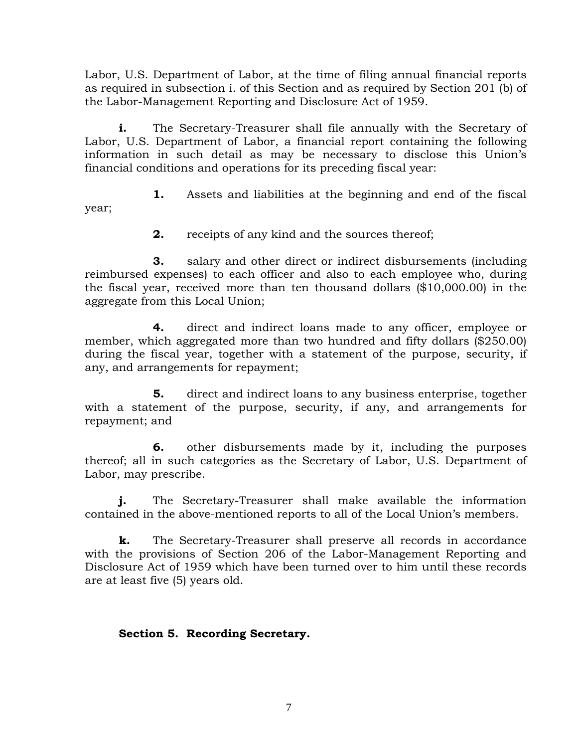Labor, U.S. Department of Labor, at the time of filing annual financial reports as required in subsection i. of this Section and as required by Section 201 (b) of the Labor-Management Reporting and Disclosure Act of 1959.

**i.** The Secretary-Treasurer shall file annually with the Secretary of Labor, U.S. Department of Labor, a financial report containing the following information in such detail as may be necessary to disclose this Union's financial conditions and operations for its preceding fiscal year:

**1.** Assets and liabilities at the beginning and end of the fiscal year;

**2.** receipts of any kind and the sources thereof;

**3.** salary and other direct or indirect disbursements (including reimbursed expenses) to each officer and also to each employee who, during the fiscal year, received more than ten thousand dollars ($10,000.00) in the aggregate from this Local Union;

**4.** direct and indirect loans made to any officer, employee or member, which aggregated more than two hundred and fifty dollars ($250.00) during the fiscal year, together with a statement of the purpose, security, if any, and arrangements for repayment;

**5.** direct and indirect loans to any business enterprise, together with a statement of the purpose, security, if any, and arrangements for repayment; and

**6.** other disbursements made by it, including the purposes thereof; all in such categories as the Secretary of Labor, U.S. Department of Labor, may prescribe.

**j.** The Secretary-Treasurer shall make available the information contained in the above-mentioned reports to all of the Local Union's members.

**k.** The Secretary-Treasurer shall preserve all records in accordance with the provisions of Section 206 of the Labor-Management Reporting and Disclosure Act of 1959 which have been turned over to him until these records are at least five (5) years old.

**Section 5. Recording Secretary.**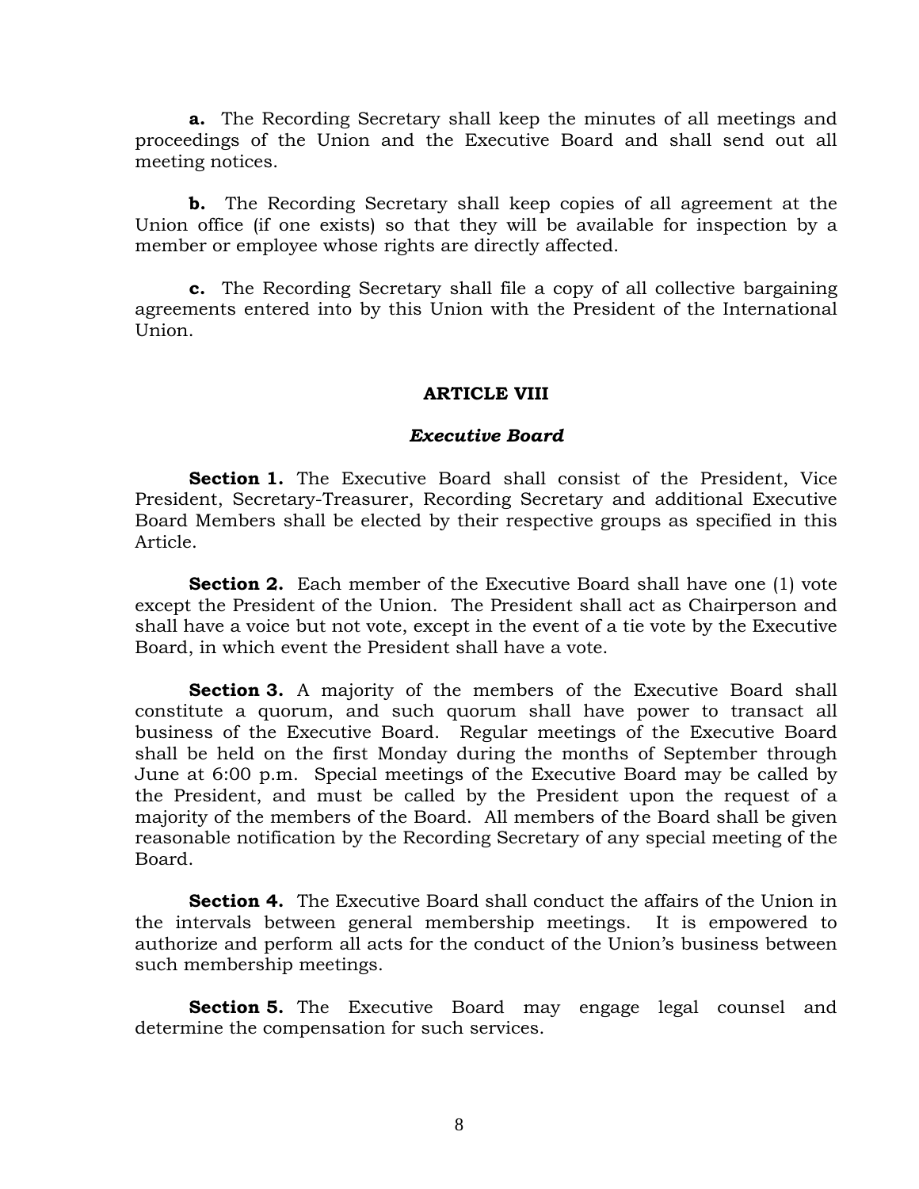**a.** The Recording Secretary shall keep the minutes of all meetings and proceedings of the Union and the Executive Board and shall send out all meeting notices.

**b.** The Recording Secretary shall keep copies of all agreement at the Union office (if one exists) so that they will be available for inspection by a member or employee whose rights are directly affected.

**c.** The Recording Secretary shall file a copy of all collective bargaining agreements entered into by this Union with the President of the International Union.

## ARTICLE VIII

### *Executive Board*

**Section 1.** The Executive Board shall consist of the President, Vice President, Secretary-Treasurer, Recording Secretary and additional Executive Board Members shall be elected by their respective groups as specified in this Article.

**Section 2.** Each member of the Executive Board shall have one (1) vote except the President of the Union. The President shall act as Chairperson and shall have a voice but not vote, except in the event of a tie vote by the Executive Board, in which event the President shall have a vote.

**Section 3.** A majority of the members of the Executive Board shall constitute a quorum, and such quorum shall have power to transact all business of the Executive Board. Regular meetings of the Executive Board shall be held on the first Monday during the months of September through June at 6:00 p.m. Special meetings of the Executive Board may be called by the President, and must be called by the President upon the request of a majority of the members of the Board. All members of the Board shall be given reasonable notification by the Recording Secretary of any special meeting of the Board.

**Section 4.** The Executive Board shall conduct the affairs of the Union in the intervals between general membership meetings. It is empowered to authorize and perform all acts for the conduct of the Union's business between such membership meetings.

**Section 5.** The Executive Board may engage legal counsel and determine the compensation for such services.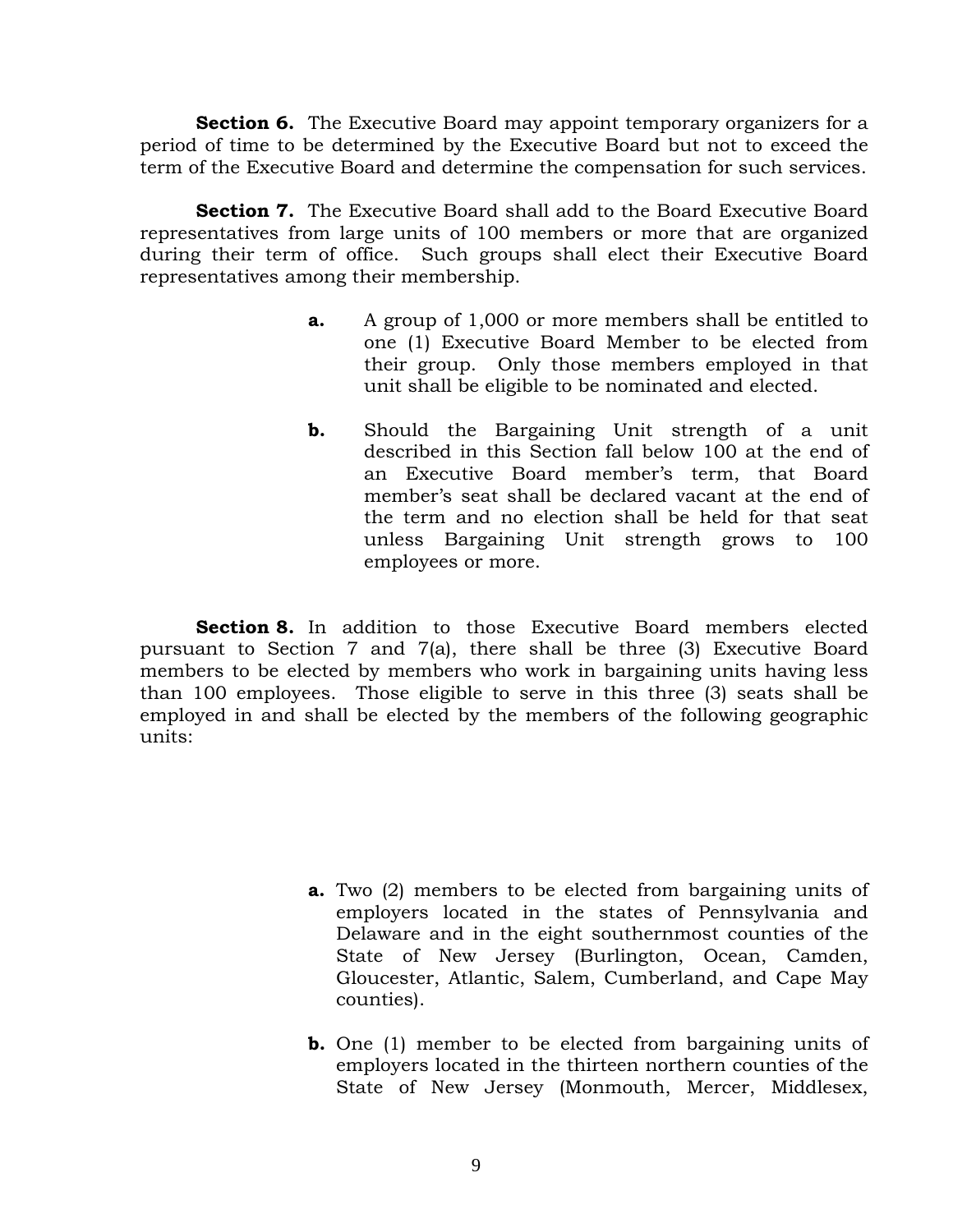**Section 6.** The Executive Board may appoint temporary organizers for a period of time to be determined by the Executive Board but not to exceed the term of the Executive Board and determine the compensation for such services.

**Section 7.** The Executive Board shall add to the Board Executive Board representatives from large units of 100 members or more that are organized during their term of office. Such groups shall elect their Executive Board representatives among their membership.

> **a.** A group of 1,000 or more members shall be entitled to one (1) Executive Board Member to be elected from their group. Only those members employed in that unit shall be eligible to be nominated and elected.
>
> **b.** Should the Bargaining Unit strength of a unit described in this Section fall below 100 at the end of an Executive Board member's term, that Board member's seat shall be declared vacant at the end of the term and no election shall be held for that seat unless Bargaining Unit strength grows to 100 employees or more.

**Section 8.** In addition to those Executive Board members elected pursuant to Section 7 and 7(a), there shall be three (3) Executive Board members to be elected by members who work in bargaining units having less than 100 employees. Those eligible to serve in this three (3) seats shall be employed in and shall be elected by the members of the following geographic units:

> **a.** Two (2) members to be elected from bargaining units of employers located in the states of Pennsylvania and Delaware and in the eight southernmost counties of the State of New Jersey (Burlington, Ocean, Camden, Gloucester, Atlantic, Salem, Cumberland, and Cape May counties).
>
> **b.** One (1) member to be elected from bargaining units of employers located in the thirteen northern counties of the State of New Jersey (Monmouth, Mercer, Middlesex,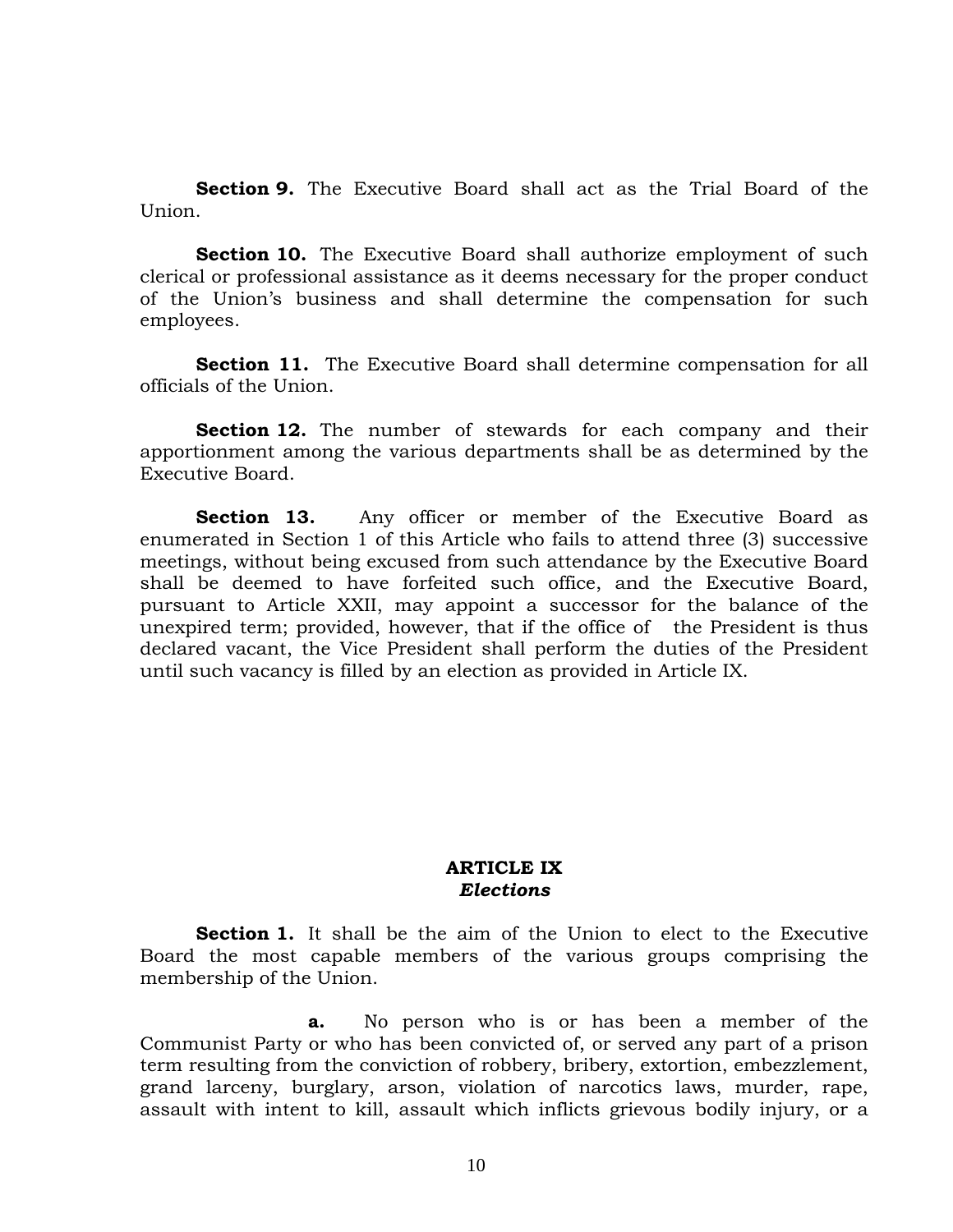**Section 9.** The Executive Board shall act as the Trial Board of the Union.

**Section 10.** The Executive Board shall authorize employment of such clerical or professional assistance as it deems necessary for the proper conduct of the Union's business and shall determine the compensation for such employees.

**Section 11.** The Executive Board shall determine compensation for all officials of the Union.

**Section 12.** The number of stewards for each company and their apportionment among the various departments shall be as determined by the Executive Board.

**Section 13.** Any officer or member of the Executive Board as enumerated in Section 1 of this Article who fails to attend three (3) successive meetings, without being excused from such attendance by the Executive Board shall be deemed to have forfeited such office, and the Executive Board, pursuant to Article XXII, may appoint a successor for the balance of the unexpired term; provided, however, that if the office of the President is thus declared vacant, the Vice President shall perform the duties of the President until such vacancy is filled by an election as provided in Article IX.

## ARTICLE IX
### *Elections*

**Section 1.** It shall be the aim of the Union to elect to the Executive Board the most capable members of the various groups comprising the membership of the Union.

**a.** No person who is or has been a member of the Communist Party or who has been convicted of, or served any part of a prison term resulting from the conviction of robbery, bribery, extortion, embezzlement, grand larceny, burglary, arson, violation of narcotics laws, murder, rape, assault with intent to kill, assault which inflicts grievous bodily injury, or a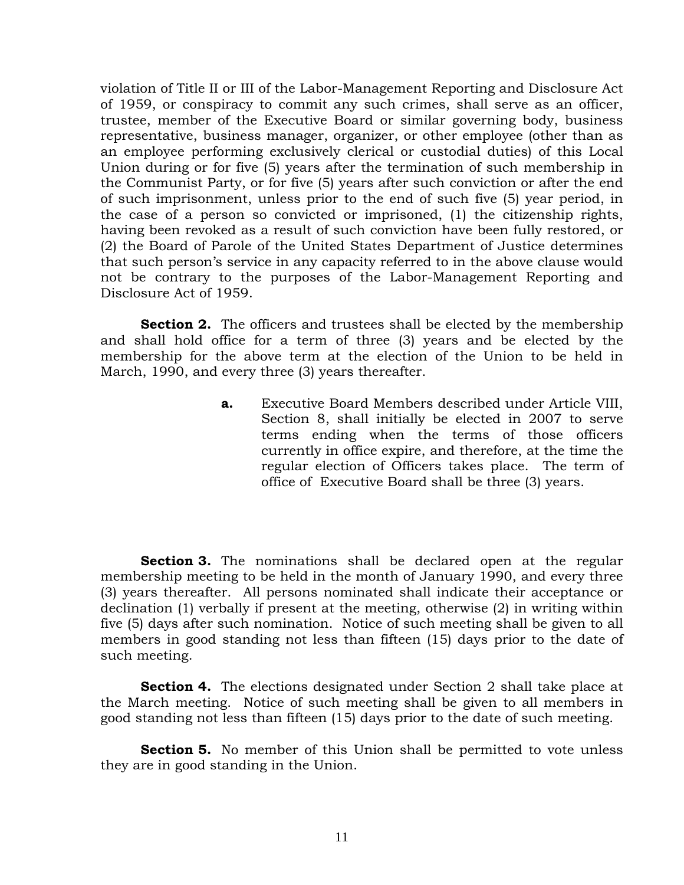violation of Title II or III of the Labor-Management Reporting and Disclosure Act of 1959, or conspiracy to commit any such crimes, shall serve as an officer, trustee, member of the Executive Board or similar governing body, business representative, business manager, organizer, or other employee (other than as an employee performing exclusively clerical or custodial duties) of this Local Union during or for five (5) years after the termination of such membership in the Communist Party, or for five (5) years after such conviction or after the end of such imprisonment, unless prior to the end of such five (5) year period, in the case of a person so convicted or imprisoned, (1) the citizenship rights, having been revoked as a result of such conviction have been fully restored, or (2) the Board of Parole of the United States Department of Justice determines that such person's service in any capacity referred to in the above clause would not be contrary to the purposes of the Labor-Management Reporting and Disclosure Act of 1959.

**Section 2.** The officers and trustees shall be elected by the membership and shall hold office for a term of three (3) years and be elected by the membership for the above term at the election of the Union to be held in March, 1990, and every three (3) years thereafter.

> **a.** Executive Board Members described under Article VIII, Section 8, shall initially be elected in 2007 to serve terms ending when the terms of those officers currently in office expire, and therefore, at the time the regular election of Officers takes place. The term of office of Executive Board shall be three (3) years.

**Section 3.** The nominations shall be declared open at the regular membership meeting to be held in the month of January 1990, and every three (3) years thereafter. All persons nominated shall indicate their acceptance or declination (1) verbally if present at the meeting, otherwise (2) in writing within five (5) days after such nomination. Notice of such meeting shall be given to all members in good standing not less than fifteen (15) days prior to the date of such meeting.

**Section 4.** The elections designated under Section 2 shall take place at the March meeting. Notice of such meeting shall be given to all members in good standing not less than fifteen (15) days prior to the date of such meeting.

**Section 5.** No member of this Union shall be permitted to vote unless they are in good standing in the Union.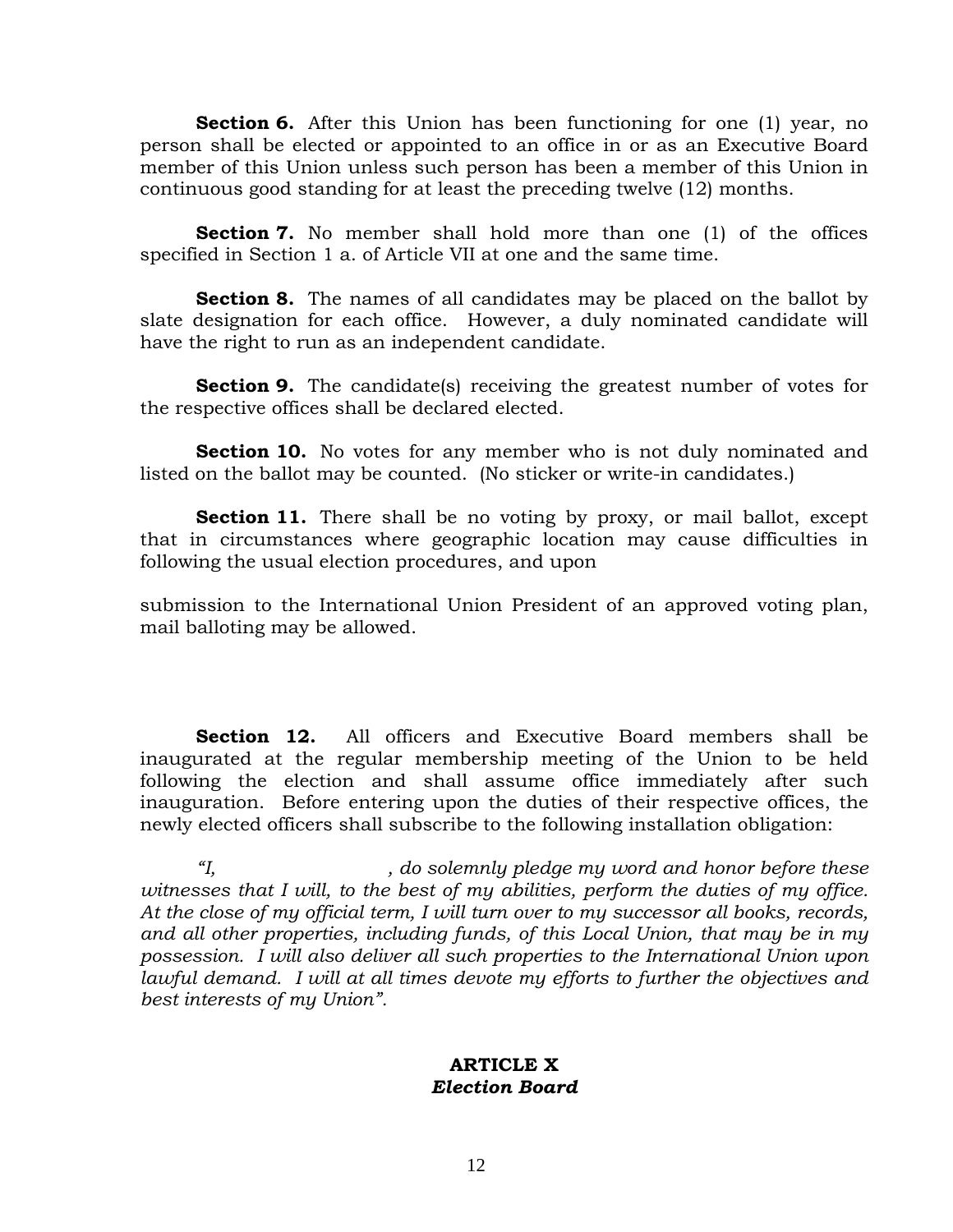**Section 6.** After this Union has been functioning for one (1) year, no person shall be elected or appointed to an office in or as an Executive Board member of this Union unless such person has been a member of this Union in continuous good standing for at least the preceding twelve (12) months.

**Section 7.** No member shall hold more than one (1) of the offices specified in Section 1 a. of Article VII at one and the same time.

**Section 8.** The names of all candidates may be placed on the ballot by slate designation for each office. However, a duly nominated candidate will have the right to run as an independent candidate.

**Section 9.** The candidate(s) receiving the greatest number of votes for the respective offices shall be declared elected.

**Section 10.** No votes for any member who is not duly nominated and listed on the ballot may be counted. (No sticker or write-in candidates.)

**Section 11.** There shall be no voting by proxy, or mail ballot, except that in circumstances where geographic location may cause difficulties in following the usual election procedures, and upon submission to the International Union President of an approved voting plan, mail balloting may be allowed.

**Section 12.** All officers and Executive Board members shall be inaugurated at the regular membership meeting of the Union to be held following the election and shall assume office immediately after such inauguration. Before entering upon the duties of their respective offices, the newly elected officers shall subscribe to the following installation obligation:

*"I, ______________, do solemnly pledge my word and honor before these witnesses that I will, to the best of my abilities, perform the duties of my office. At the close of my official term, I will turn over to my successor all books, records, and all other properties, including funds, of this Local Union, that may be in my possession. I will also deliver all such properties to the International Union upon lawful demand. I will at all times devote my efforts to further the objectives and best interests of my Union".*

## ARTICLE X
### *Election Board*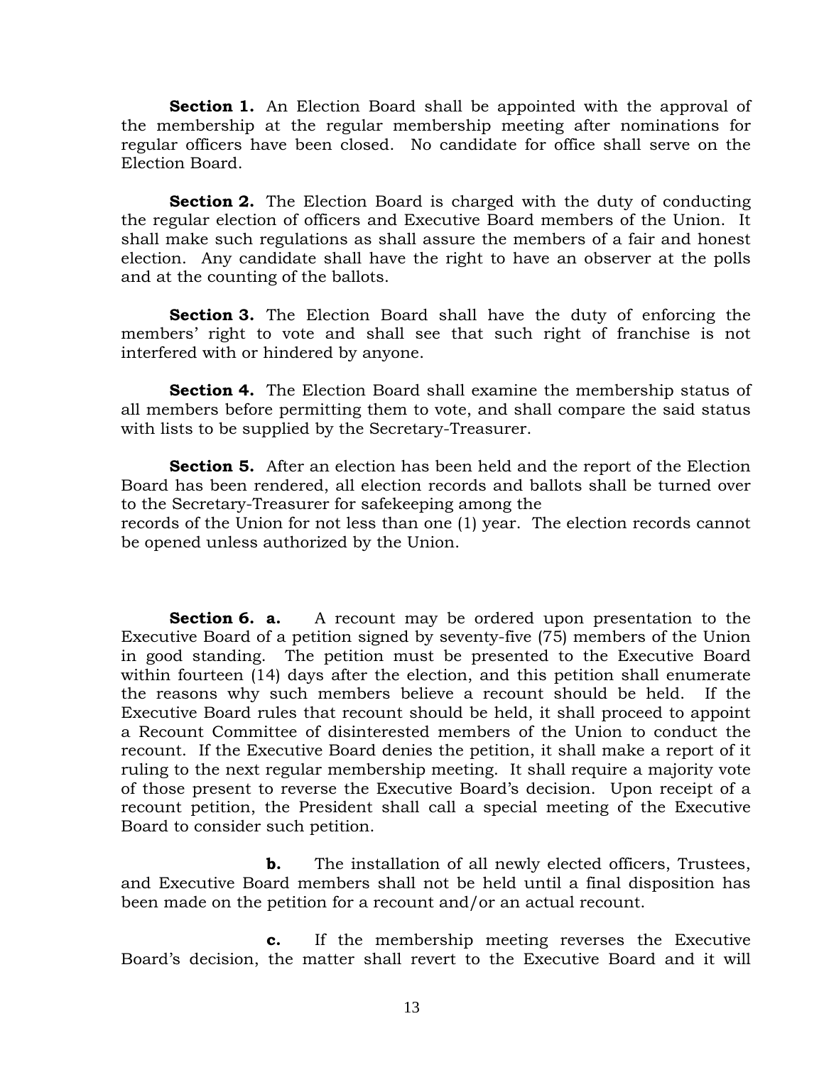**Section 1.** An Election Board shall be appointed with the approval of the membership at the regular membership meeting after nominations for regular officers have been closed. No candidate for office shall serve on the Election Board.

**Section 2.** The Election Board is charged with the duty of conducting the regular election of officers and Executive Board members of the Union. It shall make such regulations as shall assure the members of a fair and honest election. Any candidate shall have the right to have an observer at the polls and at the counting of the ballots.

**Section 3.** The Election Board shall have the duty of enforcing the members' right to vote and shall see that such right of franchise is not interfered with or hindered by anyone.

**Section 4.** The Election Board shall examine the membership status of all members before permitting them to vote, and shall compare the said status with lists to be supplied by the Secretary-Treasurer.

**Section 5.** After an election has been held and the report of the Election Board has been rendered, all election records and ballots shall be turned over to the Secretary-Treasurer for safekeeping among the records of the Union for not less than one (1) year. The election records cannot be opened unless authorized by the Union.

**Section 6. a.** A recount may be ordered upon presentation to the Executive Board of a petition signed by seventy-five (75) members of the Union in good standing. The petition must be presented to the Executive Board within fourteen (14) days after the election, and this petition shall enumerate the reasons why such members believe a recount should be held. If the Executive Board rules that recount should be held, it shall proceed to appoint a Recount Committee of disinterested members of the Union to conduct the recount. If the Executive Board denies the petition, it shall make a report of it ruling to the next regular membership meeting. It shall require a majority vote of those present to reverse the Executive Board's decision. Upon receipt of a recount petition, the President shall call a special meeting of the Executive Board to consider such petition.

**b.** The installation of all newly elected officers, Trustees, and Executive Board members shall not be held until a final disposition has been made on the petition for a recount and/or an actual recount.

**c.** If the membership meeting reverses the Executive Board's decision, the matter shall revert to the Executive Board and it will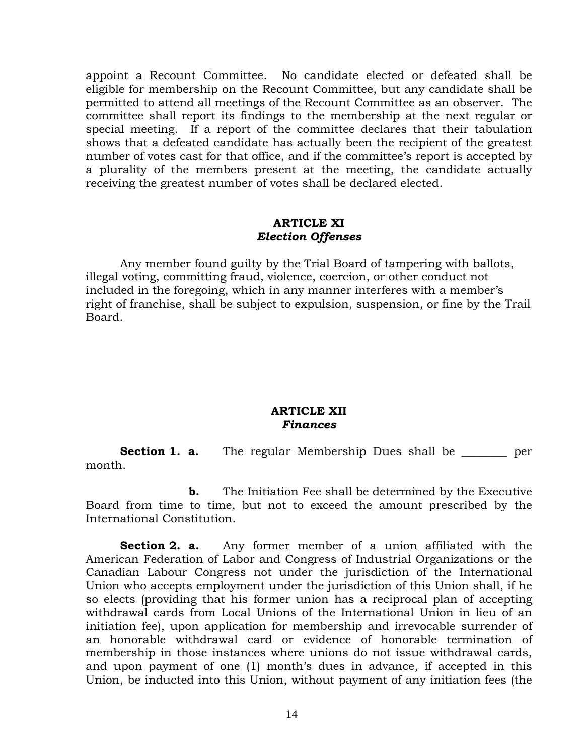appoint a Recount Committee. No candidate elected or defeated shall be eligible for membership on the Recount Committee, but any candidate shall be permitted to attend all meetings of the Recount Committee as an observer. The committee shall report its findings to the membership at the next regular or special meeting. If a report of the committee declares that their tabulation shows that a defeated candidate has actually been the recipient of the greatest number of votes cast for that office, and if the committee's report is accepted by a plurality of the members present at the meeting, the candidate actually receiving the greatest number of votes shall be declared elected.

## ARTICLE XI
### *Election Offenses*

Any member found guilty by the Trial Board of tampering with ballots, illegal voting, committing fraud, violence, coercion, or other conduct not included in the foregoing, which in any manner interferes with a member's right of franchise, shall be subject to expulsion, suspension, or fine by the Trail Board.

## ARTICLE XII
### *Finances*

**Section 1. a.** The regular Membership Dues shall be ________ per month.

**b.** The Initiation Fee shall be determined by the Executive Board from time to time, but not to exceed the amount prescribed by the International Constitution.

**Section 2. a.** Any former member of a union affiliated with the American Federation of Labor and Congress of Industrial Organizations or the Canadian Labour Congress not under the jurisdiction of the International Union who accepts employment under the jurisdiction of this Union shall, if he so elects (providing that his former union has a reciprocal plan of accepting withdrawal cards from Local Unions of the International Union in lieu of an initiation fee), upon application for membership and irrevocable surrender of an honorable withdrawal card or evidence of honorable termination of membership in those instances where unions do not issue withdrawal cards, and upon payment of one (1) month's dues in advance, if accepted in this Union, be inducted into this Union, without payment of any initiation fees (the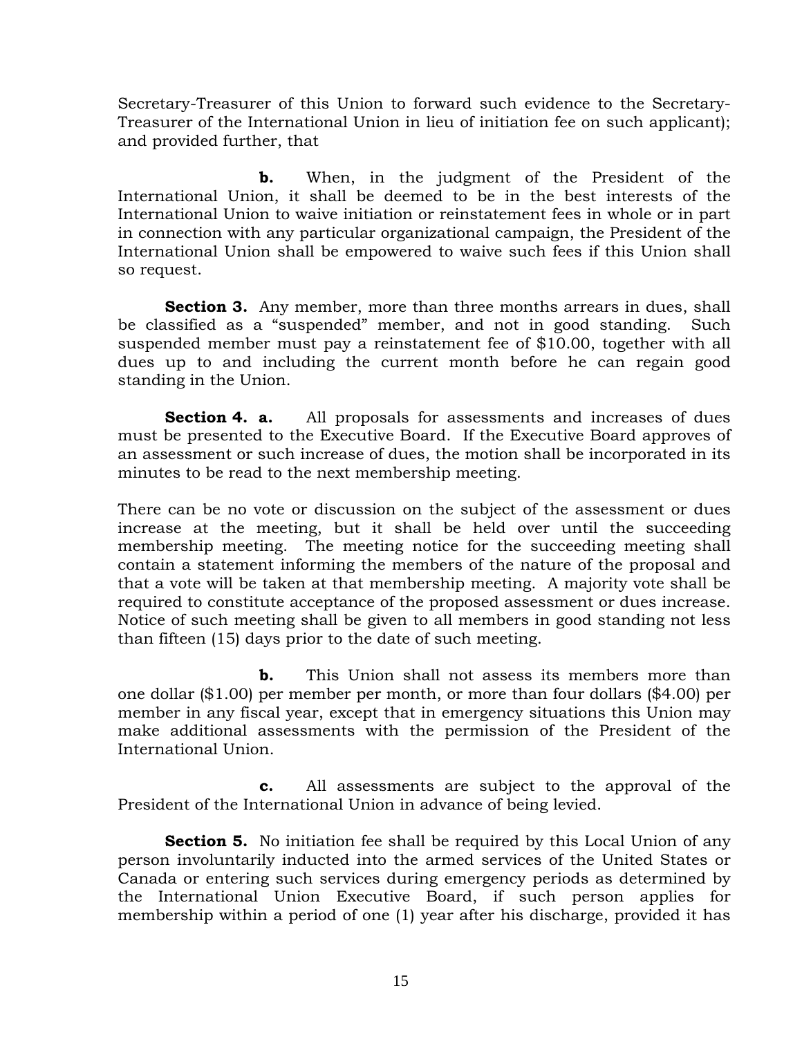Secretary-Treasurer of this Union to forward such evidence to the Secretary-Treasurer of the International Union in lieu of initiation fee on such applicant); and provided further, that

**b.** When, in the judgment of the President of the International Union, it shall be deemed to be in the best interests of the International Union to waive initiation or reinstatement fees in whole or in part in connection with any particular organizational campaign, the President of the International Union shall be empowered to waive such fees if this Union shall so request.

**Section 3.** Any member, more than three months arrears in dues, shall be classified as a "suspended" member, and not in good standing. Such suspended member must pay a reinstatement fee of $10.00, together with all dues up to and including the current month before he can regain good standing in the Union.

**Section 4. a.** All proposals for assessments and increases of dues must be presented to the Executive Board. If the Executive Board approves of an assessment or such increase of dues, the motion shall be incorporated in its minutes to be read to the next membership meeting.

There can be no vote or discussion on the subject of the assessment or dues increase at the meeting, but it shall be held over until the succeeding membership meeting. The meeting notice for the succeeding meeting shall contain a statement informing the members of the nature of the proposal and that a vote will be taken at that membership meeting. A majority vote shall be required to constitute acceptance of the proposed assessment or dues increase. Notice of such meeting shall be given to all members in good standing not less than fifteen (15) days prior to the date of such meeting.

**b.** This Union shall not assess its members more than one dollar ($1.00) per member per month, or more than four dollars ($4.00) per member in any fiscal year, except that in emergency situations this Union may make additional assessments with the permission of the President of the International Union.

**c.** All assessments are subject to the approval of the President of the International Union in advance of being levied.

**Section 5.** No initiation fee shall be required by this Local Union of any person involuntarily inducted into the armed services of the United States or Canada or entering such services during emergency periods as determined by the International Union Executive Board, if such person applies for membership within a period of one (1) year after his discharge, provided it has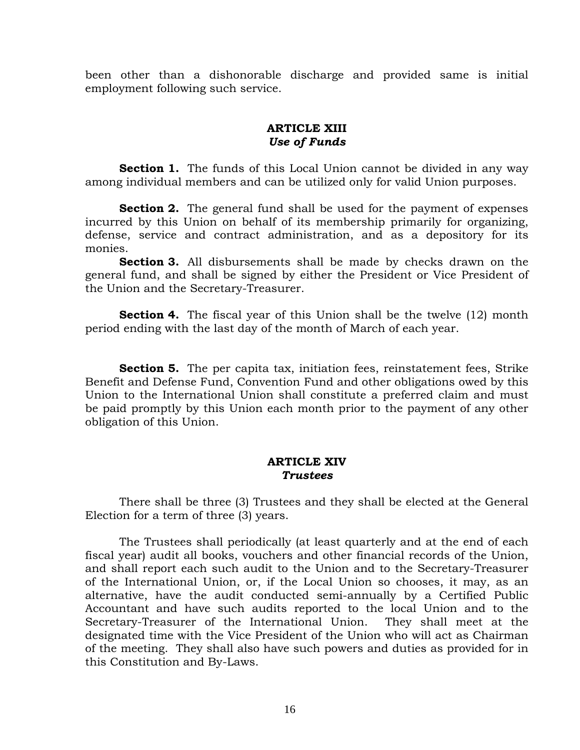been other than a dishonorable discharge and provided same is initial employment following such service.

## ARTICLE XIII
### *Use of Funds*

**Section 1.** The funds of this Local Union cannot be divided in any way among individual members and can be utilized only for valid Union purposes.

**Section 2.** The general fund shall be used for the payment of expenses incurred by this Union on behalf of its membership primarily for organizing, defense, service and contract administration, and as a depository for its monies.

**Section 3.** All disbursements shall be made by checks drawn on the general fund, and shall be signed by either the President or Vice President of the Union and the Secretary-Treasurer.

**Section 4.** The fiscal year of this Union shall be the twelve (12) month period ending with the last day of the month of March of each year.

**Section 5.** The per capita tax, initiation fees, reinstatement fees, Strike Benefit and Defense Fund, Convention Fund and other obligations owed by this Union to the International Union shall constitute a preferred claim and must be paid promptly by this Union each month prior to the payment of any other obligation of this Union.

## ARTICLE XIV
### *Trustees*

There shall be three (3) Trustees and they shall be elected at the General Election for a term of three (3) years.

The Trustees shall periodically (at least quarterly and at the end of each fiscal year) audit all books, vouchers and other financial records of the Union, and shall report each such audit to the Union and to the Secretary-Treasurer of the International Union, or, if the Local Union so chooses, it may, as an alternative, have the audit conducted semi-annually by a Certified Public Accountant and have such audits reported to the local Union and to the Secretary-Treasurer of the International Union. They shall meet at the designated time with the Vice President of the Union who will act as Chairman of the meeting. They shall also have such powers and duties as provided for in this Constitution and By-Laws.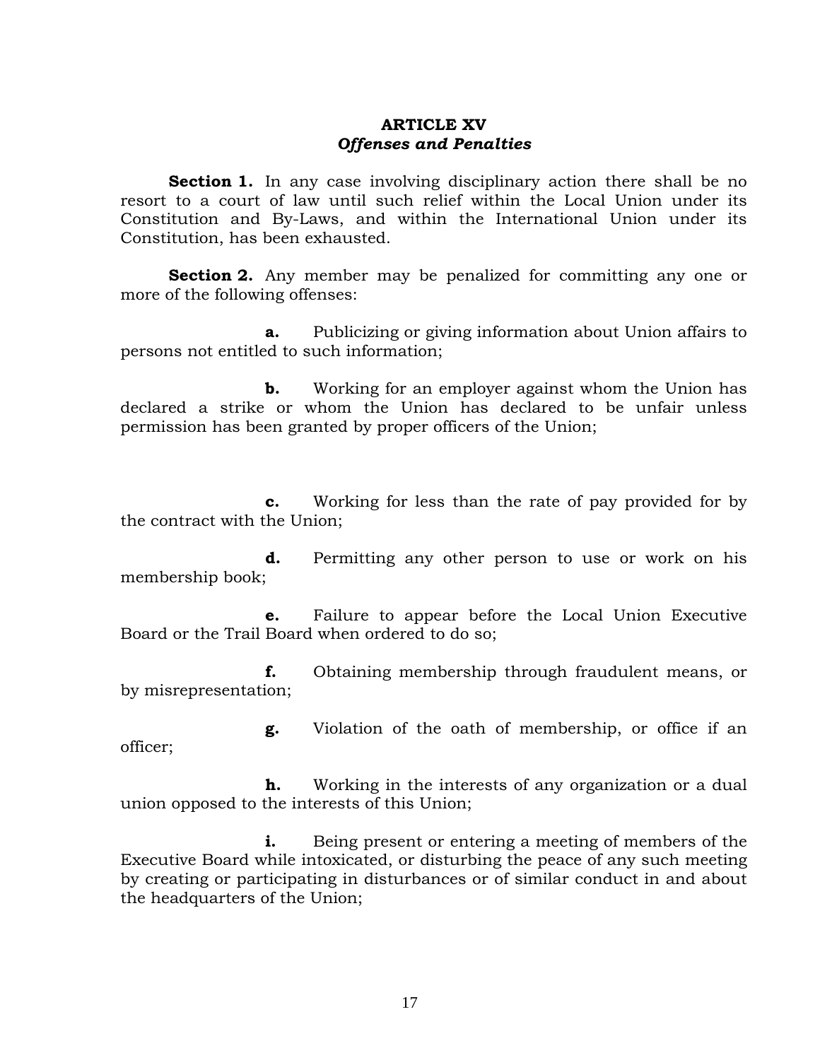## ARTICLE XV
### *Offenses and Penalties*

**Section 1.** In any case involving disciplinary action there shall be no resort to a court of law until such relief within the Local Union under its Constitution and By-Laws, and within the International Union under its Constitution, has been exhausted.

**Section 2.** Any member may be penalized for committing any one or more of the following offenses:

**a.** Publicizing or giving information about Union affairs to persons not entitled to such information;

**b.** Working for an employer against whom the Union has declared a strike or whom the Union has declared to be unfair unless permission has been granted by proper officers of the Union;

**c.** Working for less than the rate of pay provided for by the contract with the Union;

**d.** Permitting any other person to use or work on his membership book;

**e.** Failure to appear before the Local Union Executive Board or the Trail Board when ordered to do so;

**f.** Obtaining membership through fraudulent means, or by misrepresentation;

**g.** Violation of the oath of membership, or office if an officer;

**h.** Working in the interests of any organization or a dual union opposed to the interests of this Union;

**i.** Being present or entering a meeting of members of the Executive Board while intoxicated, or disturbing the peace of any such meeting by creating or participating in disturbances or of similar conduct in and about the headquarters of the Union;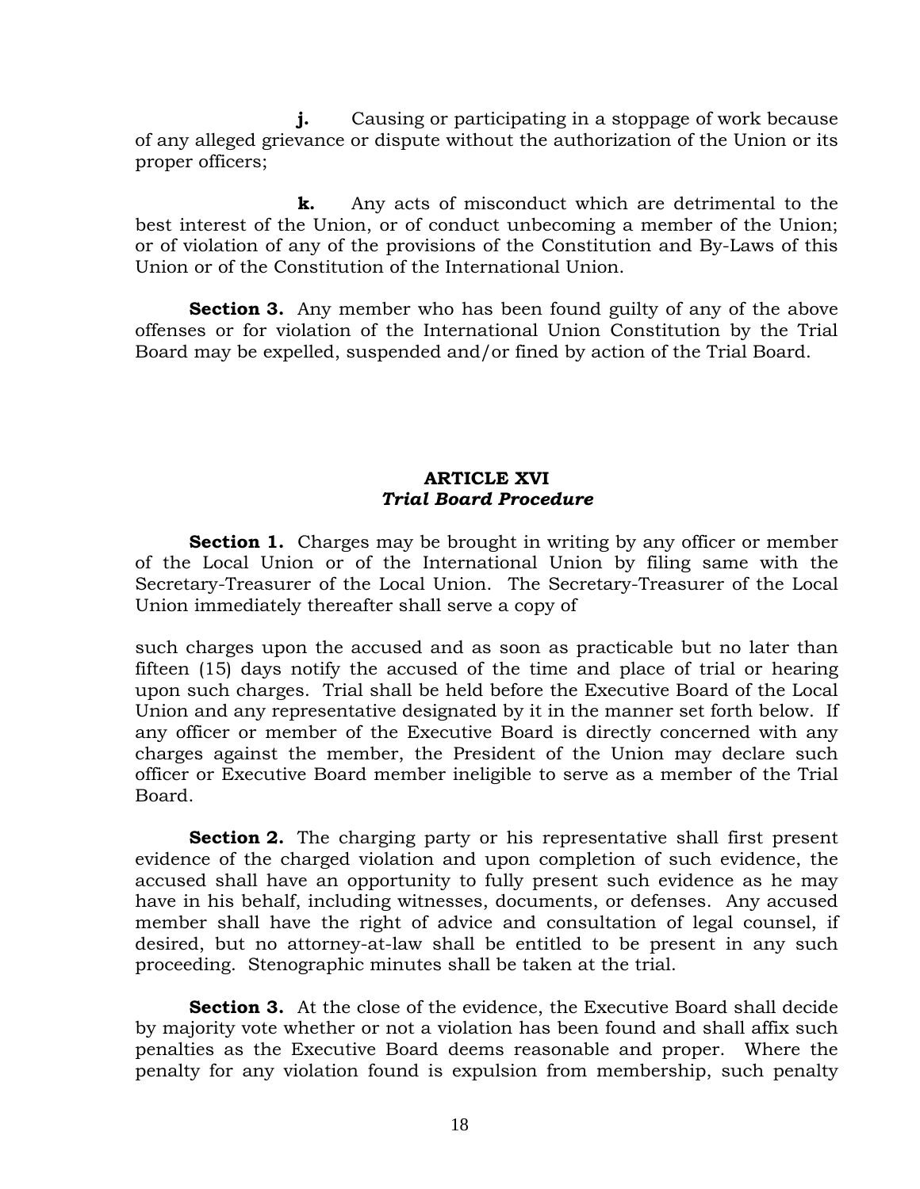**j.** Causing or participating in a stoppage of work because of any alleged grievance or dispute without the authorization of the Union or its proper officers;

**k.** Any acts of misconduct which are detrimental to the best interest of the Union, or of conduct unbecoming a member of the Union; or of violation of any of the provisions of the Constitution and By-Laws of this Union or of the Constitution of the International Union.

**Section 3.** Any member who has been found guilty of any of the above offenses or for violation of the International Union Constitution by the Trial Board may be expelled, suspended and/or fined by action of the Trial Board.

## ARTICLE XVI
### *Trial Board Procedure*

**Section 1.** Charges may be brought in writing by any officer or member of the Local Union or of the International Union by filing same with the Secretary-Treasurer of the Local Union. The Secretary-Treasurer of the Local Union immediately thereafter shall serve a copy of such charges upon the accused and as soon as practicable but no later than fifteen (15) days notify the accused of the time and place of trial or hearing upon such charges. Trial shall be held before the Executive Board of the Local Union and any representative designated by it in the manner set forth below. If any officer or member of the Executive Board is directly concerned with any charges against the member, the President of the Union may declare such officer or Executive Board member ineligible to serve as a member of the Trial Board.

**Section 2.** The charging party or his representative shall first present evidence of the charged violation and upon completion of such evidence, the accused shall have an opportunity to fully present such evidence as he may have in his behalf, including witnesses, documents, or defenses. Any accused member shall have the right of advice and consultation of legal counsel, if desired, but no attorney-at-law shall be entitled to be present in any such proceeding. Stenographic minutes shall be taken at the trial.

**Section 3.** At the close of the evidence, the Executive Board shall decide by majority vote whether or not a violation has been found and shall affix such penalties as the Executive Board deems reasonable and proper. Where the penalty for any violation found is expulsion from membership, such penalty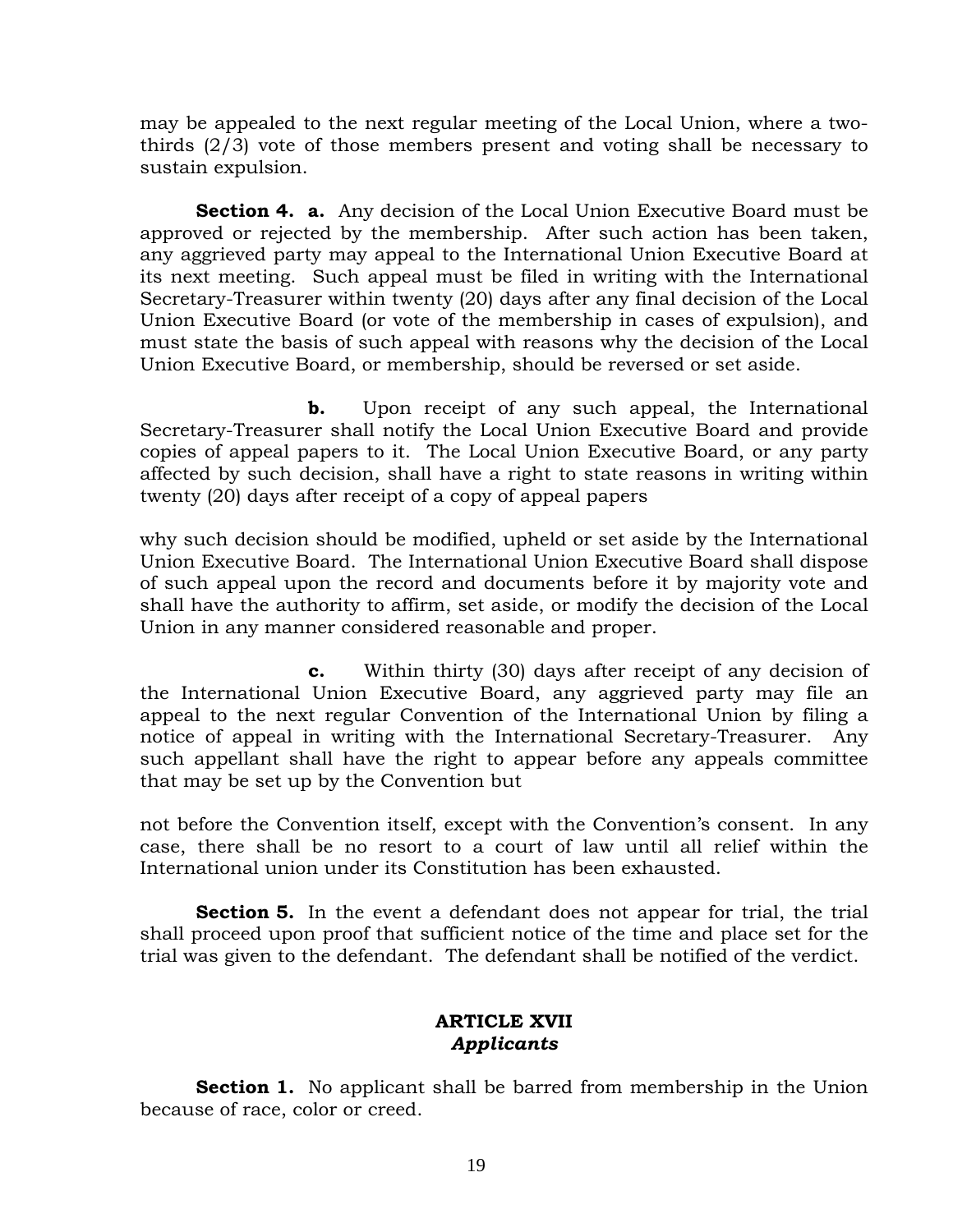may be appealed to the next regular meeting of the Local Union, where a two-thirds (2/3) vote of those members present and voting shall be necessary to sustain expulsion.

**Section 4. a.** Any decision of the Local Union Executive Board must be approved or rejected by the membership. After such action has been taken, any aggrieved party may appeal to the International Union Executive Board at its next meeting. Such appeal must be filed in writing with the International Secretary-Treasurer within twenty (20) days after any final decision of the Local Union Executive Board (or vote of the membership in cases of expulsion), and must state the basis of such appeal with reasons why the decision of the Local Union Executive Board, or membership, should be reversed or set aside.

**b.** Upon receipt of any such appeal, the International Secretary-Treasurer shall notify the Local Union Executive Board and provide copies of appeal papers to it. The Local Union Executive Board, or any party affected by such decision, shall have a right to state reasons in writing within twenty (20) days after receipt of a copy of appeal papers why such decision should be modified, upheld or set aside by the International Union Executive Board. The International Union Executive Board shall dispose of such appeal upon the record and documents before it by majority vote and shall have the authority to affirm, set aside, or modify the decision of the Local Union in any manner considered reasonable and proper.

**c.** Within thirty (30) days after receipt of any decision of the International Union Executive Board, any aggrieved party may file an appeal to the next regular Convention of the International Union by filing a notice of appeal in writing with the International Secretary-Treasurer. Any such appellant shall have the right to appear before any appeals committee that may be set up by the Convention but not before the Convention itself, except with the Convention's consent. In any case, there shall be no resort to a court of law until all relief within the International union under its Constitution has been exhausted.

**Section 5.** In the event a defendant does not appear for trial, the trial shall proceed upon proof that sufficient notice of the time and place set for the trial was given to the defendant. The defendant shall be notified of the verdict.

## ARTICLE XVII
### *Applicants*

**Section 1.** No applicant shall be barred from membership in the Union because of race, color or creed.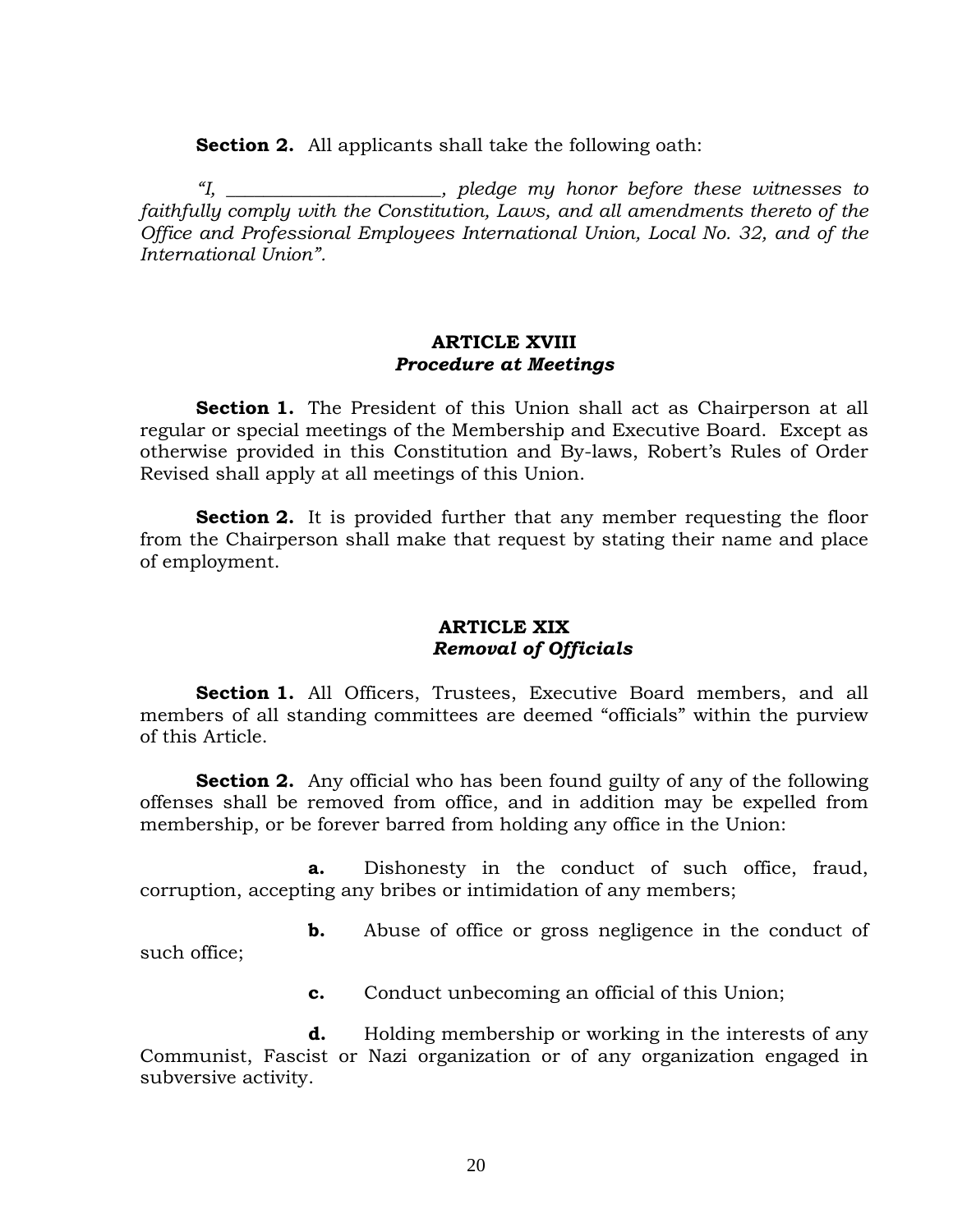**Section 2.** All applicants shall take the following oath:

*"I, \_\_\_\_\_\_\_\_\_\_\_\_\_\_\_\_\_\_\_\_\_\_\_, pledge my honor before these witnesses to faithfully comply with the Constitution, Laws, and all amendments thereto of the Office and Professional Employees International Union, Local No. 32, and of the International Union".*

## ARTICLE XVIII
### *Procedure at Meetings*

**Section 1.** The President of this Union shall act as Chairperson at all regular or special meetings of the Membership and Executive Board. Except as otherwise provided in this Constitution and By-laws, Robert's Rules of Order Revised shall apply at all meetings of this Union.

**Section 2.** It is provided further that any member requesting the floor from the Chairperson shall make that request by stating their name and place of employment.

## ARTICLE XIX
### *Removal of Officials*

**Section 1.** All Officers, Trustees, Executive Board members, and all members of all standing committees are deemed "officials" within the purview of this Article.

**Section 2.** Any official who has been found guilty of any of the following offenses shall be removed from office, and in addition may be expelled from membership, or be forever barred from holding any office in the Union:

**a.** Dishonesty in the conduct of such office, fraud, corruption, accepting any bribes or intimidation of any members;

**b.** Abuse of office or gross negligence in the conduct of such office;

**c.** Conduct unbecoming an official of this Union;

**d.** Holding membership or working in the interests of any Communist, Fascist or Nazi organization or of any organization engaged in subversive activity.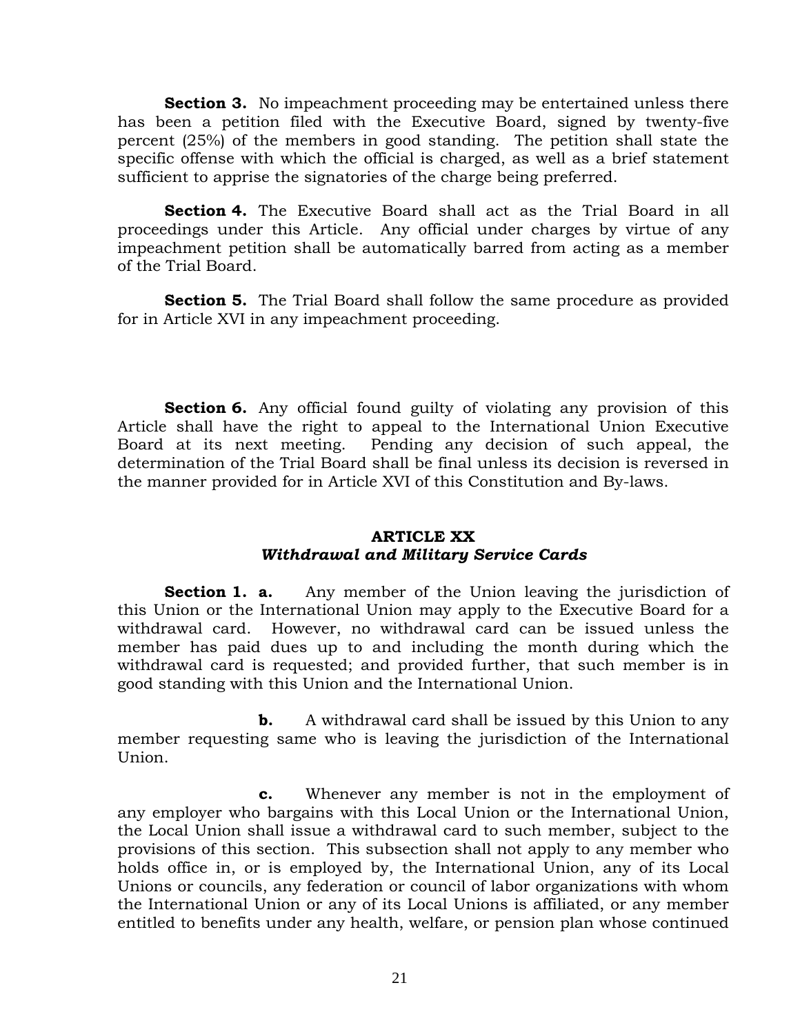**Section 3.** No impeachment proceeding may be entertained unless there has been a petition filed with the Executive Board, signed by twenty-five percent (25%) of the members in good standing. The petition shall state the specific offense with which the official is charged, as well as a brief statement sufficient to apprise the signatories of the charge being preferred.

**Section 4.** The Executive Board shall act as the Trial Board in all proceedings under this Article. Any official under charges by virtue of any impeachment petition shall be automatically barred from acting as a member of the Trial Board.

**Section 5.** The Trial Board shall follow the same procedure as provided for in Article XVI in any impeachment proceeding.

**Section 6.** Any official found guilty of violating any provision of this Article shall have the right to appeal to the International Union Executive Board at its next meeting. Pending any decision of such appeal, the determination of the Trial Board shall be final unless its decision is reversed in the manner provided for in Article XVI of this Constitution and By-laws.

## ARTICLE XX
### *Withdrawal and Military Service Cards*

**Section 1. a.** Any member of the Union leaving the jurisdiction of this Union or the International Union may apply to the Executive Board for a withdrawal card. However, no withdrawal card can be issued unless the member has paid dues up to and including the month during which the withdrawal card is requested; and provided further, that such member is in good standing with this Union and the International Union.

**b.** A withdrawal card shall be issued by this Union to any member requesting same who is leaving the jurisdiction of the International Union.

**c.** Whenever any member is not in the employment of any employer who bargains with this Local Union or the International Union, the Local Union shall issue a withdrawal card to such member, subject to the provisions of this section. This subsection shall not apply to any member who holds office in, or is employed by, the International Union, any of its Local Unions or councils, any federation or council of labor organizations with whom the International Union or any of its Local Unions is affiliated, or any member entitled to benefits under any health, welfare, or pension plan whose continued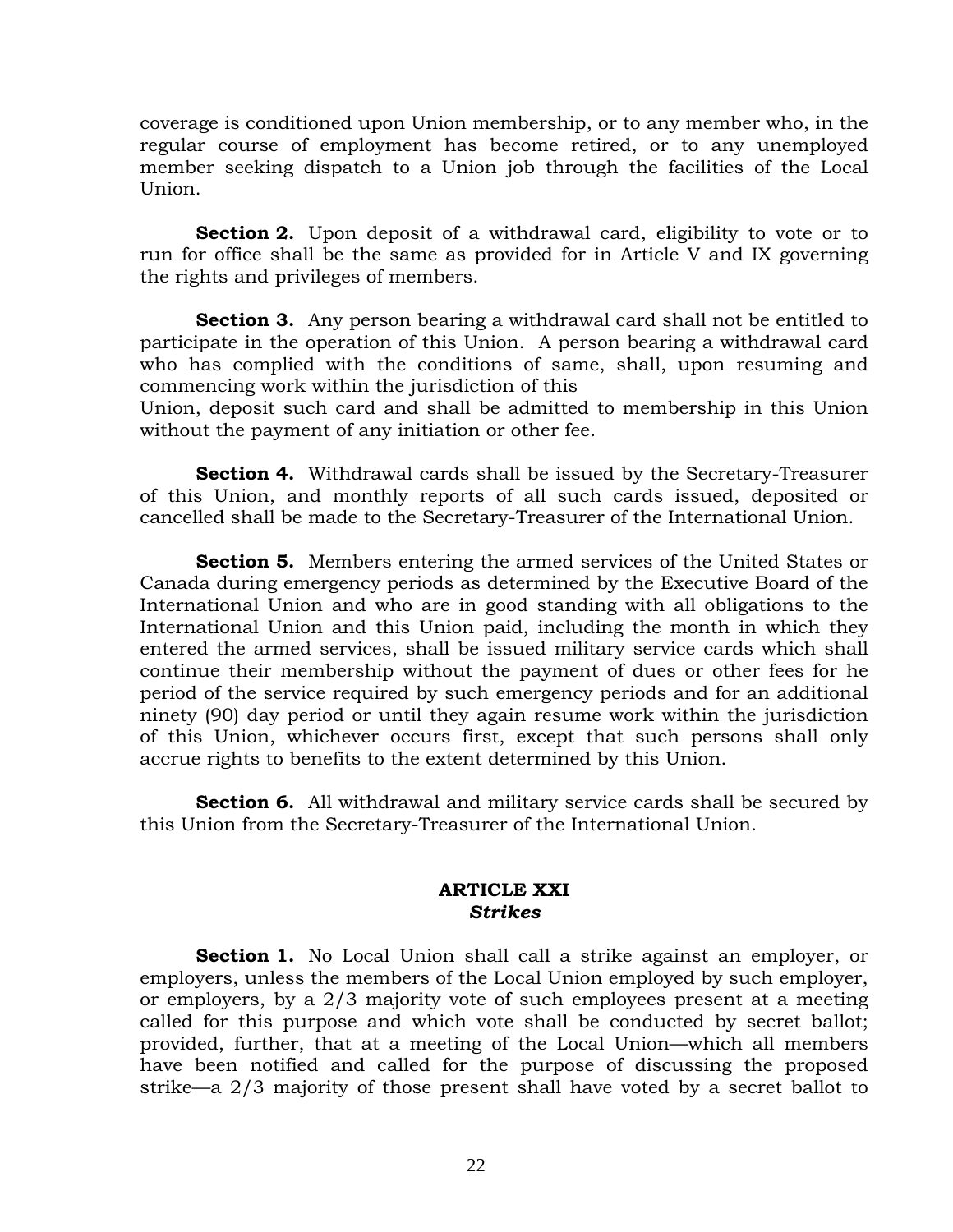coverage is conditioned upon Union membership, or to any member who, in the regular course of employment has become retired, or to any unemployed member seeking dispatch to a Union job through the facilities of the Local Union.

**Section 2.** Upon deposit of a withdrawal card, eligibility to vote or to run for office shall be the same as provided for in Article V and IX governing the rights and privileges of members.

**Section 3.** Any person bearing a withdrawal card shall not be entitled to participate in the operation of this Union. A person bearing a withdrawal card who has complied with the conditions of same, shall, upon resuming and commencing work within the jurisdiction of this Union, deposit such card and shall be admitted to membership in this Union without the payment of any initiation or other fee.

**Section 4.** Withdrawal cards shall be issued by the Secretary-Treasurer of this Union, and monthly reports of all such cards issued, deposited or cancelled shall be made to the Secretary-Treasurer of the International Union.

**Section 5.** Members entering the armed services of the United States or Canada during emergency periods as determined by the Executive Board of the International Union and who are in good standing with all obligations to the International Union and this Union paid, including the month in which they entered the armed services, shall be issued military service cards which shall continue their membership without the payment of dues or other fees for he period of the service required by such emergency periods and for an additional ninety (90) day period or until they again resume work within the jurisdiction of this Union, whichever occurs first, except that such persons shall only accrue rights to benefits to the extent determined by this Union.

**Section 6.** All withdrawal and military service cards shall be secured by this Union from the Secretary-Treasurer of the International Union.

## ARTICLE XXI
### *Strikes*

**Section 1.** No Local Union shall call a strike against an employer, or employers, unless the members of the Local Union employed by such employer, or employers, by a 2/3 majority vote of such employees present at a meeting called for this purpose and which vote shall be conducted by secret ballot; provided, further, that at a meeting of the Local Union—which all members have been notified and called for the purpose of discussing the proposed strike—a 2/3 majority of those present shall have voted by a secret ballot to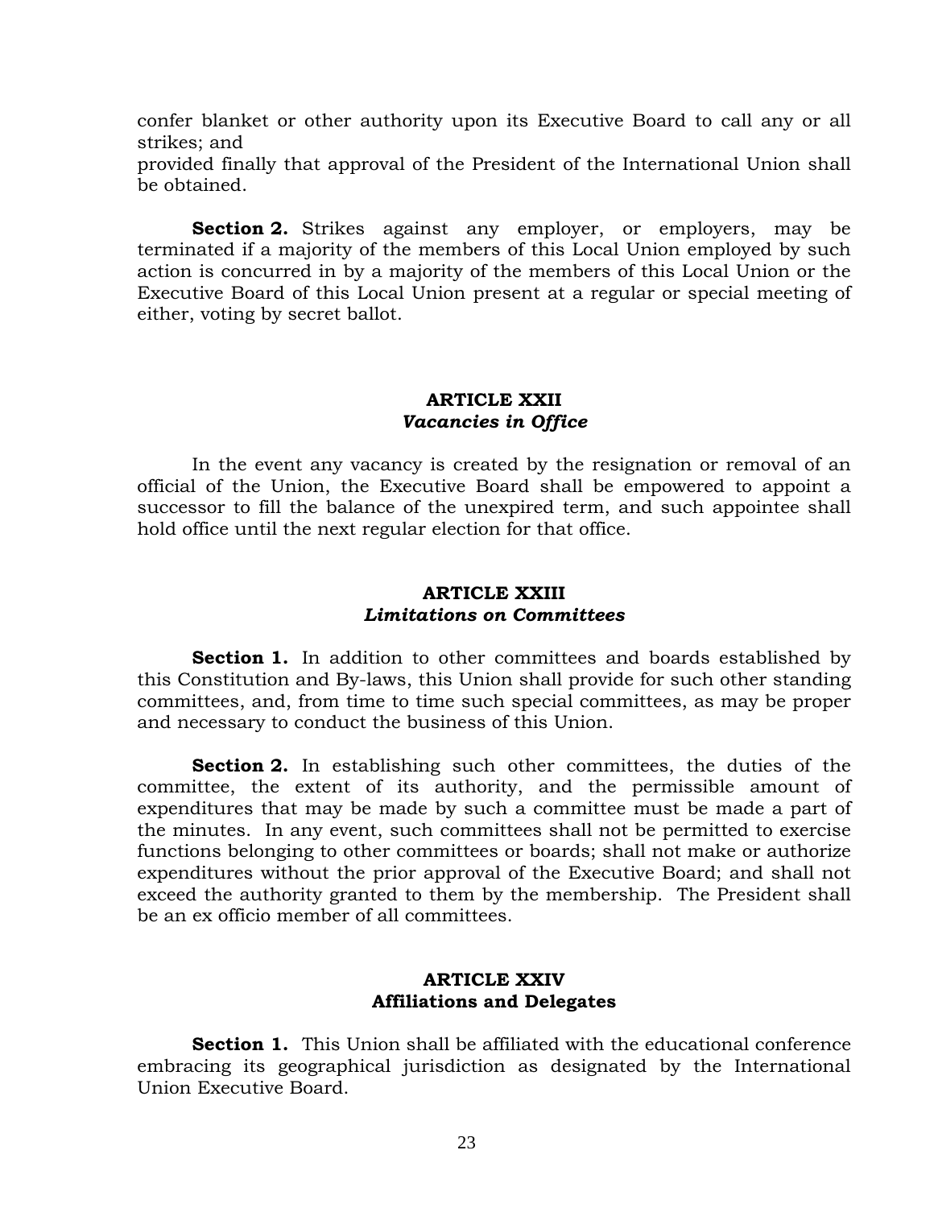confer blanket or other authority upon its Executive Board to call any or all strikes; and

provided finally that approval of the President of the International Union shall be obtained.

**Section 2.** Strikes against any employer, or employers, may be terminated if a majority of the members of this Local Union employed by such action is concurred in by a majority of the members of this Local Union or the Executive Board of this Local Union present at a regular or special meeting of either, voting by secret ballot.

## ARTICLE XXII
### *Vacancies in Office*

In the event any vacancy is created by the resignation or removal of an official of the Union, the Executive Board shall be empowered to appoint a successor to fill the balance of the unexpired term, and such appointee shall hold office until the next regular election for that office.

## ARTICLE XXIII
### *Limitations on Committees*

**Section 1.** In addition to other committees and boards established by this Constitution and By-laws, this Union shall provide for such other standing committees, and, from time to time such special committees, as may be proper and necessary to conduct the business of this Union.

**Section 2.** In establishing such other committees, the duties of the committee, the extent of its authority, and the permissible amount of expenditures that may be made by such a committee must be made a part of the minutes. In any event, such committees shall not be permitted to exercise functions belonging to other committees or boards; shall not make or authorize expenditures without the prior approval of the Executive Board; and shall not exceed the authority granted to them by the membership. The President shall be an ex officio member of all committees.

## ARTICLE XXIV
### Affiliations and Delegates

**Section 1.** This Union shall be affiliated with the educational conference embracing its geographical jurisdiction as designated by the International Union Executive Board.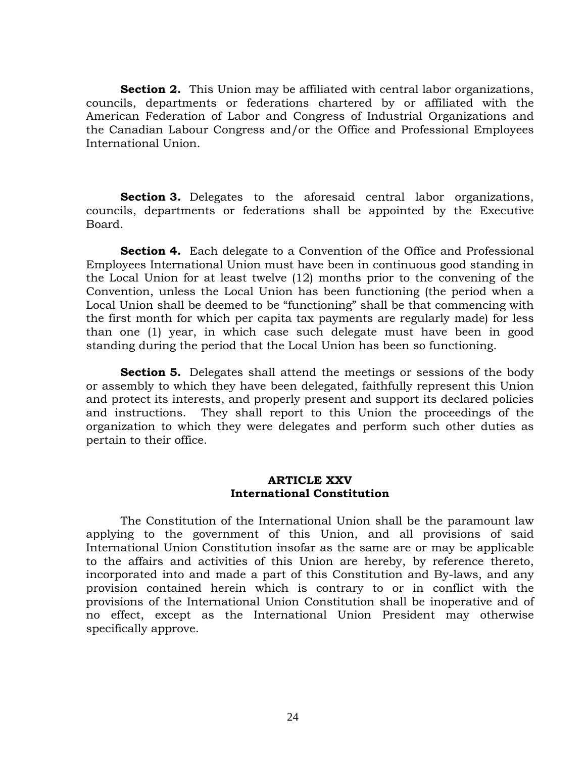**Section 2.** This Union may be affiliated with central labor organizations, councils, departments or federations chartered by or affiliated with the American Federation of Labor and Congress of Industrial Organizations and the Canadian Labour Congress and/or the Office and Professional Employees International Union.

**Section 3.** Delegates to the aforesaid central labor organizations, councils, departments or federations shall be appointed by the Executive Board.

**Section 4.** Each delegate to a Convention of the Office and Professional Employees International Union must have been in continuous good standing in the Local Union for at least twelve (12) months prior to the convening of the Convention, unless the Local Union has been functioning (the period when a Local Union shall be deemed to be "functioning" shall be that commencing with the first month for which per capita tax payments are regularly made) for less than one (1) year, in which case such delegate must have been in good standing during the period that the Local Union has been so functioning.

**Section 5.** Delegates shall attend the meetings or sessions of the body or assembly to which they have been delegated, faithfully represent this Union and protect its interests, and properly present and support its declared policies and instructions. They shall report to this Union the proceedings of the organization to which they were delegates and perform such other duties as pertain to their office.

## ARTICLE XXV
## International Constitution

The Constitution of the International Union shall be the paramount law applying to the government of this Union, and all provisions of said International Union Constitution insofar as the same are or may be applicable to the affairs and activities of this Union are hereby, by reference thereto, incorporated into and made a part of this Constitution and By-laws, and any provision contained herein which is contrary to or in conflict with the provisions of the International Union Constitution shall be inoperative and of no effect, except as the International Union President may otherwise specifically approve.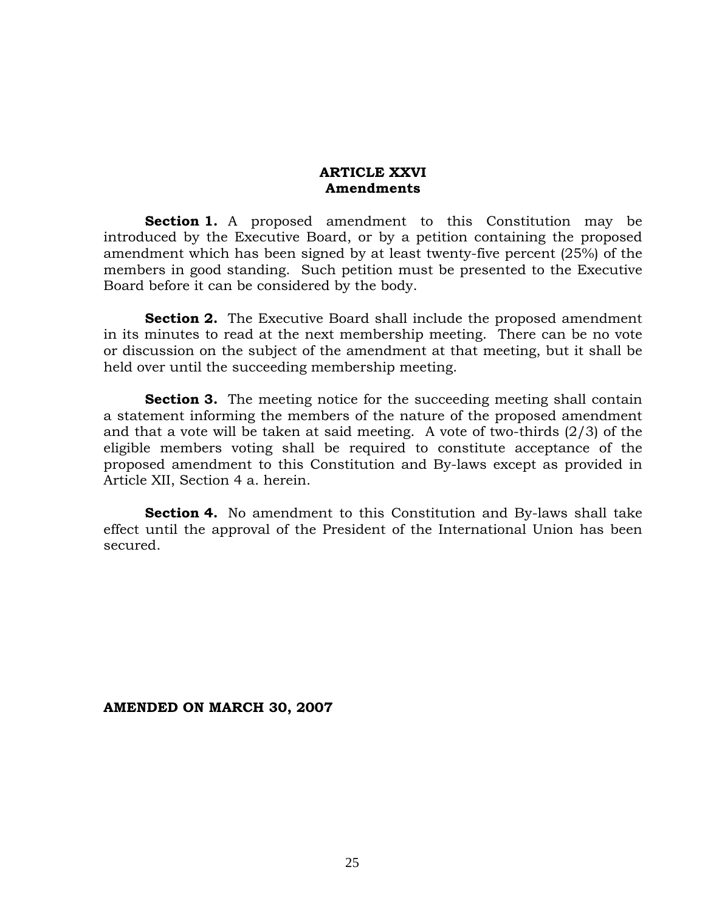## ARTICLE XXVI
## Amendments

**Section 1.** A proposed amendment to this Constitution may be introduced by the Executive Board, or by a petition containing the proposed amendment which has been signed by at least twenty-five percent (25%) of the members in good standing. Such petition must be presented to the Executive Board before it can be considered by the body.

**Section 2.** The Executive Board shall include the proposed amendment in its minutes to read at the next membership meeting. There can be no vote or discussion on the subject of the amendment at that meeting, but it shall be held over until the succeeding membership meeting.

**Section 3.** The meeting notice for the succeeding meeting shall contain a statement informing the members of the nature of the proposed amendment and that a vote will be taken at said meeting. A vote of two-thirds (2/3) of the eligible members voting shall be required to constitute acceptance of the proposed amendment to this Constitution and By-laws except as provided in Article XII, Section 4 a. herein.

**Section 4.** No amendment to this Constitution and By-laws shall take effect until the approval of the President of the International Union has been secured.

**AMENDED ON MARCH 30, 2007**